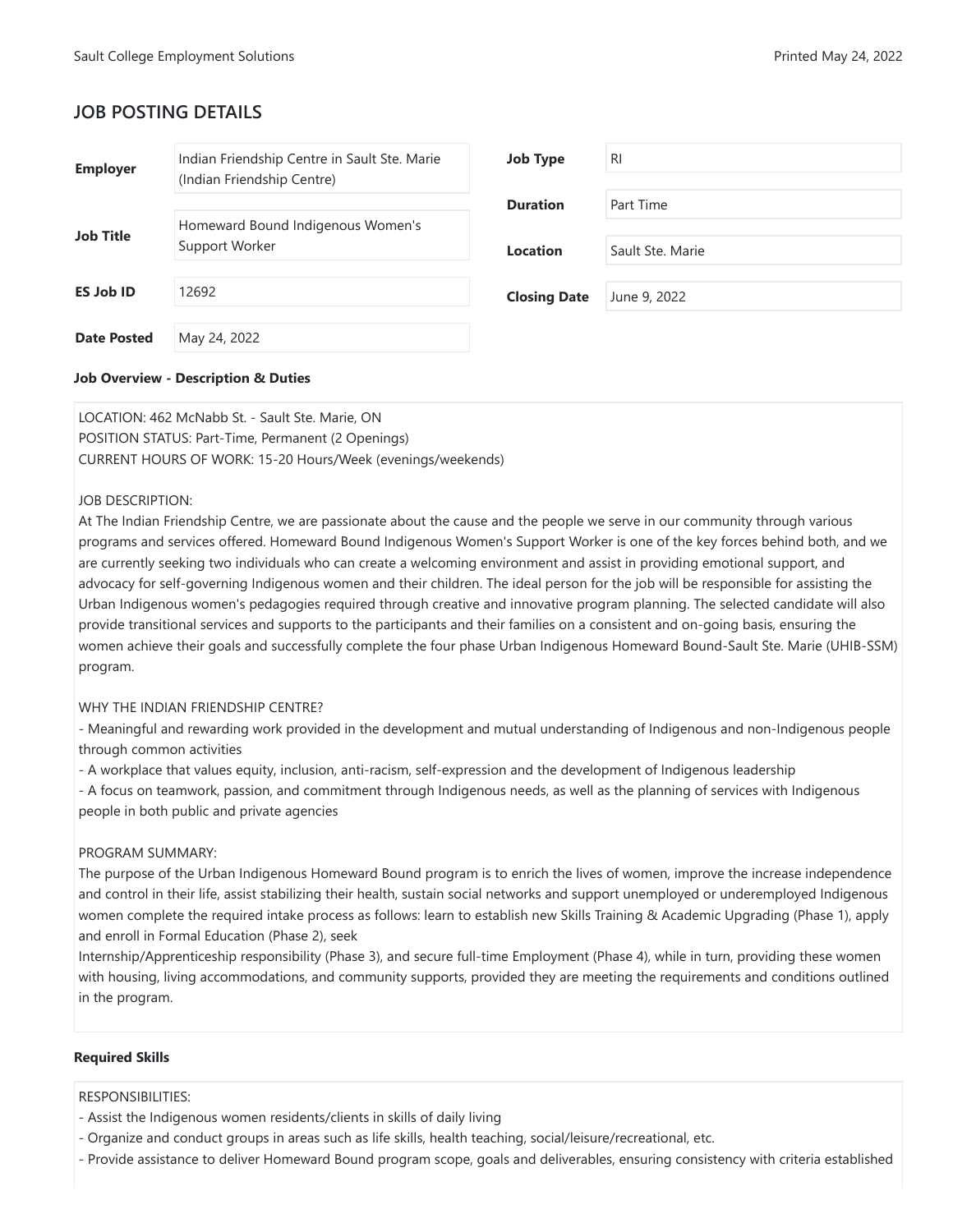## JOB POSTING DETAILS

| | | | |
|---|---|---|---|
| **Employer** | Indian Friendship Centre in Sault Ste. Marie (Indian Friendship Centre) | **Job Type** | RI |
| **Job Title** | Homeward Bound Indigenous Women's Support Worker | **Duration** | Part Time |
| **ES Job ID** | 12692 | **Location** | Sault Ste. Marie |
| **Date Posted** | May 24, 2022 | **Closing Date** | June 9, 2022 |

**Job Overview - Description & Duties**

LOCATION: 462 McNabb St. - Sault Ste. Marie, ON
POSITION STATUS: Part-Time, Permanent (2 Openings)
CURRENT HOURS OF WORK: 15-20 Hours/Week (evenings/weekends)

JOB DESCRIPTION:
At The Indian Friendship Centre, we are passionate about the cause and the people we serve in our community through various programs and services offered. Homeward Bound Indigenous Women's Support Worker is one of the key forces behind both, and we are currently seeking two individuals who can create a welcoming environment and assist in providing emotional support, and advocacy for self-governing Indigenous women and their children. The ideal person for the job will be responsible for assisting the Urban Indigenous women's pedagogies required through creative and innovative program planning. The selected candidate will also provide transitional services and supports to the participants and their families on a consistent and on-going basis, ensuring the women achieve their goals and successfully complete the four phase Urban Indigenous Homeward Bound-Sault Ste. Marie (UHIB-SSM) program.

WHY THE INDIAN FRIENDSHIP CENTRE?
- Meaningful and rewarding work provided in the development and mutual understanding of Indigenous and non-Indigenous people through common activities
- A workplace that values equity, inclusion, anti-racism, self-expression and the development of Indigenous leadership
- A focus on teamwork, passion, and commitment through Indigenous needs, as well as the planning of services with Indigenous people in both public and private agencies

PROGRAM SUMMARY:
The purpose of the Urban Indigenous Homeward Bound program is to enrich the lives of women, improve the increase independence and control in their life, assist stabilizing their health, sustain social networks and support unemployed or underemployed Indigenous women complete the required intake process as follows: learn to establish new Skills Training & Academic Upgrading (Phase 1), apply and enroll in Formal Education (Phase 2), seek
Internship/Apprenticeship responsibility (Phase 3), and secure full-time Employment (Phase 4), while in turn, providing these women with housing, living accommodations, and community supports, provided they are meeting the requirements and conditions outlined in the program.

**Required Skills**

RESPONSIBILITIES:
- Assist the Indigenous women residents/clients in skills of daily living
- Organize and conduct groups in areas such as life skills, health teaching, social/leisure/recreational, etc.
- Provide assistance to deliver Homeward Bound program scope, goals and deliverables, ensuring consistency with criteria established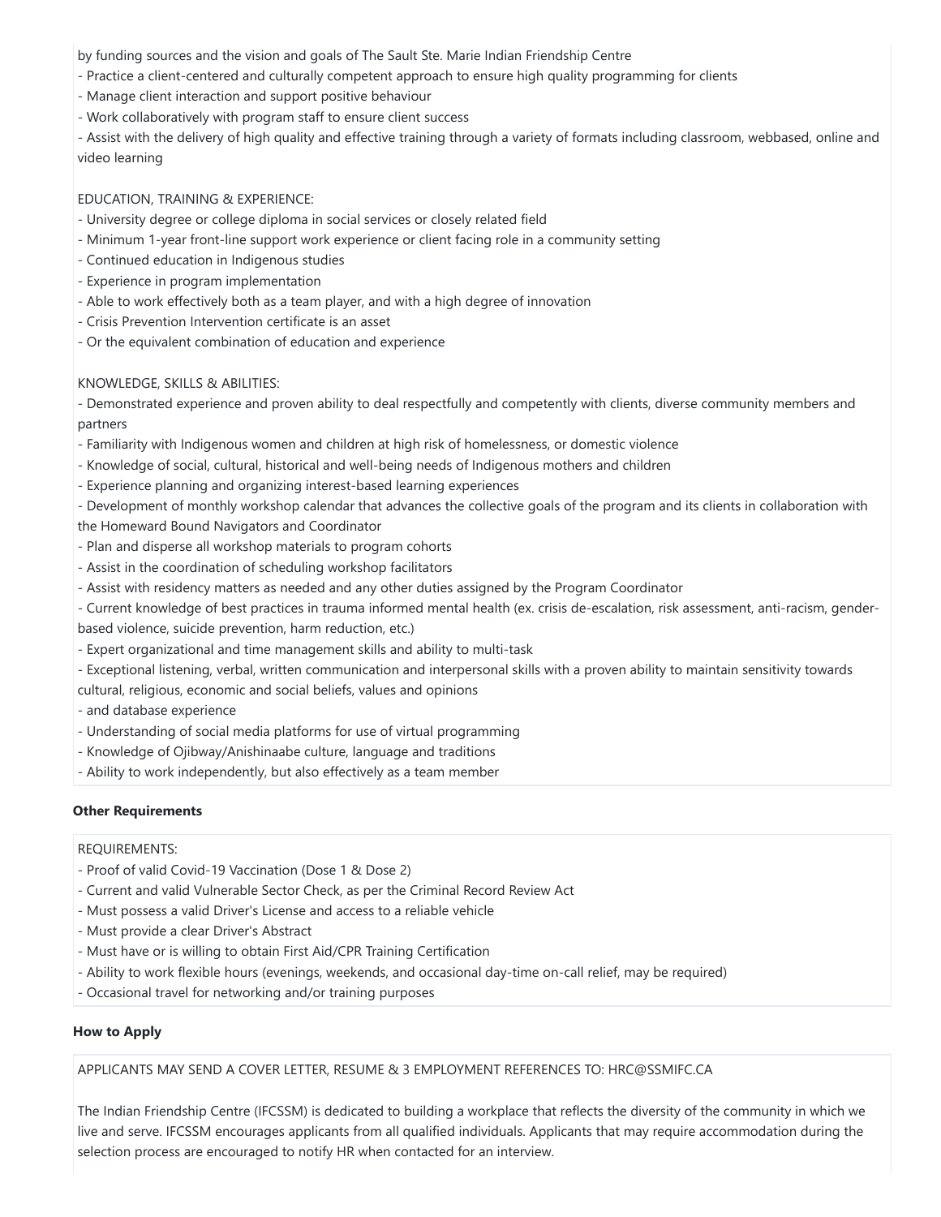by funding sources and the vision and goals of The Sault Ste. Marie Indian Friendship Centre
- Practice a client-centered and culturally competent approach to ensure high quality programming for clients
- Manage client interaction and support positive behaviour
- Work collaboratively with program staff to ensure client success
- Assist with the delivery of high quality and effective training through a variety of formats including classroom, webbased, online and video learning

EDUCATION, TRAINING & EXPERIENCE:
- University degree or college diploma in social services or closely related field
- Minimum 1-year front-line support work experience or client facing role in a community setting
- Continued education in Indigenous studies
- Experience in program implementation
- Able to work effectively both as a team player, and with a high degree of innovation
- Crisis Prevention Intervention certificate is an asset
- Or the equivalent combination of education and experience

KNOWLEDGE, SKILLS & ABILITIES:
- Demonstrated experience and proven ability to deal respectfully and competently with clients, diverse community members and partners
- Familiarity with Indigenous women and children at high risk of homelessness, or domestic violence
- Knowledge of social, cultural, historical and well-being needs of Indigenous mothers and children
- Experience planning and organizing interest-based learning experiences
- Development of monthly workshop calendar that advances the collective goals of the program and its clients in collaboration with the Homeward Bound Navigators and Coordinator
- Plan and disperse all workshop materials to program cohorts
- Assist in the coordination of scheduling workshop facilitators
- Assist with residency matters as needed and any other duties assigned by the Program Coordinator
- Current knowledge of best practices in trauma informed mental health (ex. crisis de-escalation, risk assessment, anti-racism, gender-based violence, suicide prevention, harm reduction, etc.)
- Expert organizational and time management skills and ability to multi-task
- Exceptional listening, verbal, written communication and interpersonal skills with a proven ability to maintain sensitivity towards cultural, religious, economic and social beliefs, values and opinions
- and database experience
- Understanding of social media platforms for use of virtual programming
- Knowledge of Ojibway/Anishinaabe culture, language and traditions
- Ability to work independently, but also effectively as a team member

**Other Requirements**

REQUIREMENTS:
- Proof of valid Covid-19 Vaccination (Dose 1 & Dose 2)
- Current and valid Vulnerable Sector Check, as per the Criminal Record Review Act
- Must possess a valid Driver's License and access to a reliable vehicle
- Must provide a clear Driver's Abstract
- Must have or is willing to obtain First Aid/CPR Training Certification
- Ability to work flexible hours (evenings, weekends, and occasional day-time on-call relief, may be required)
- Occasional travel for networking and/or training purposes

**How to Apply**

APPLICANTS MAY SEND A COVER LETTER, RESUME & 3 EMPLOYMENT REFERENCES TO: HRC@SSMIFC.CA

The Indian Friendship Centre (IFCSSM) is dedicated to building a workplace that reflects the diversity of the community in which we live and serve. IFCSSM encourages applicants from all qualified individuals. Applicants that may require accommodation during the selection process are encouraged to notify HR when contacted for an interview.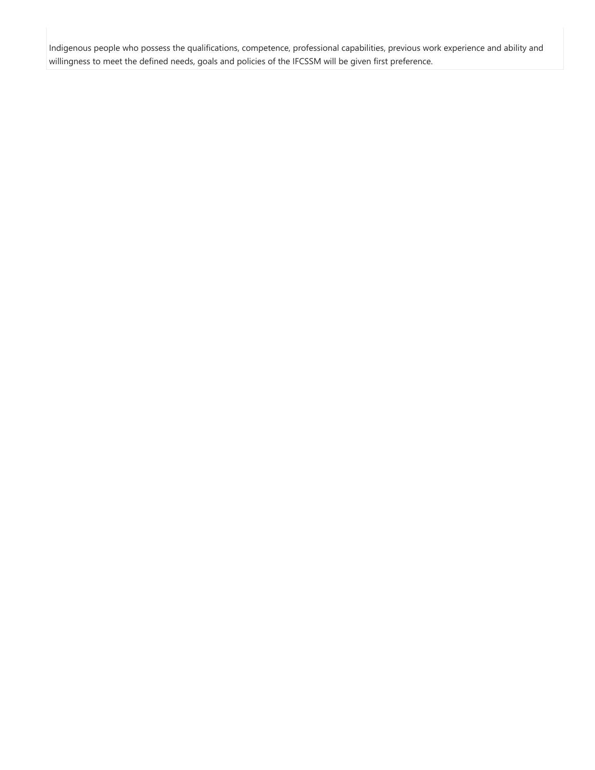Indigenous people who possess the qualifications, competence, professional capabilities, previous work experience and ability and willingness to meet the defined needs, goals and policies of the IFCSSM will be given first preference.